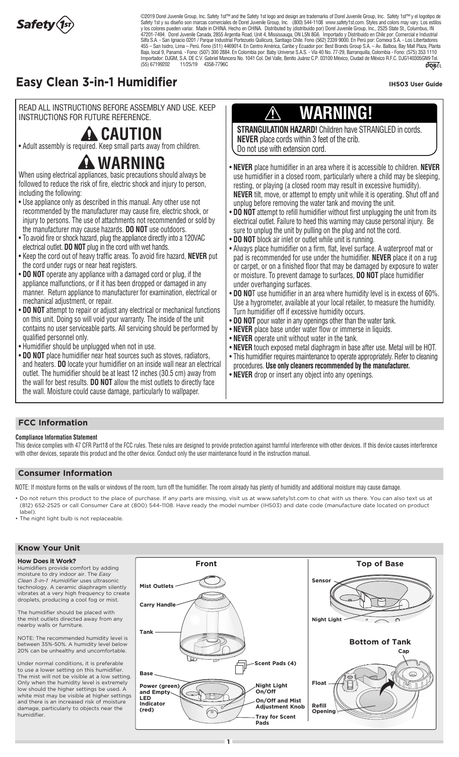Safety 1st

©2019 Dorel Juvenile Group, Inc. Safety 1st™ and the Safety 1st logo and design are trademarks of Dorel Juvenile Group, Inc. Safety 1st™ y el logotipo de Safety 1st y su diseño son marcas comerciales de Dorel Juvenile Group, Inc. (800) 544-1108 www.safety1st.com. Styles and colors may vary. Los estilos y los colores pueden variar. Made in CHINA. Hecho en CHINA. Distributed by (distribuido por) Dorel Juvenile Group, Inc., 2525 State St., Columbus, IN 47201-7494. Dorel Juvenile Canada, 2855 Argentia Road, Unit 4, Mississauga, ON L5N 8G6. Importado y Distribuido en Chile por: Comercial e Industrial Silfa S.A. - San Ignacio 0201 / Parque Industrial Portezuelo Quilicura, Santiago Chile. Fono (562) 2339 9000. En Perú por: Comexa S.A. - Los Libertadores 455 – San Isidro, Lima – Perú. Fono (511) 4469014. En Centro América, Caribe y Ecuador por: Best Brands Group S.A. – Av. Balboa, Bay Mall Plaza, Planta Baja, local 9, Panamá. - Fono: (507) 300 2884. En Colombia por: Baby Universe S.A.S. - Vía 40 No. 77-29, Barranquilla, Colombia - Fono: (575) 353 1110 Importador: DJGM, S.A. DE C.V. Gabriel Mancera No. 1041 Col. Del Valle, Benito Juárez C.P. 03100 México, Ciudad de México R.F.C. DJG140305GN9 Tel. (55) 67199202 11/25/19 4358-7796C

DOREL

# Easy Clean 3-in-1 Humidifier

**IH503 User Guide**

READ ALL INSTRUCTIONS BEFORE ASSEMBLY AND USE. KEEP INSTRUCTIONS FOR FUTURE REFERENCE.

## ⚠ CAUTION

- Adult assembly is required. Keep small parts away from children.

## ⚠ WARNING

When using electrical appliances, basic precautions should always be followed to reduce the risk of fire, electric shock and injury to person, including the following:

- Use appliance only as described in this manual. Any other use not recommended by the manufacturer may cause fire, electric shock, or injury to persons. The use of attachments not recommended or sold by the manufacturer may cause hazards. **DO NOT** use outdoors.
- To avoid fire or shock hazard, plug the appliance directly into a 120VAC electrical outlet. **DO NOT** plug in the cord with wet hands.
- Keep the cord out of heavy traffic areas. To avoid fire hazard, **NEVER** put the cord under rugs or near heat registers.
- **DO NOT** operate any appliance with a damaged cord or plug, if the appliance malfunctions, or if it has been dropped or damaged in any manner. Return appliance to manufacturer for examination, electrical or mechanical adjustment, or repair.
- **DO NOT** attempt to repair or adjust any electrical or mechanical functions on this unit. Doing so will void your warranty. The inside of the unit contains no user serviceable parts. All servicing should be performed by qualified personnel only.
- Humidifier should be unplugged when not in use.
- **DO NOT** place humidifier near heat sources such as stoves, radiators, and heaters. **DO** locate your humidifier on an inside wall near an electrical outlet. The humidifier should be at least 12 inches (30.5 cm) away from the wall for best results. **DO NOT** allow the mist outlets to directly face the wall. Moisture could cause damage, particularly to wallpaper.

## ⚠ WARNING!

**STRANGULATION HAZARD!** Children have STRANGLED in cords. **NEVER** place cords within 3 feet of the crib.
Do not use with extension cord.

- **NEVER** place humidifier in an area where it is accessible to children. **NEVER** use humidifier in a closed room, particularly where a child may be sleeping, resting, or playing (a closed room may result in excessive humidity). **NEVER** tilt, move, or attempt to empty unit while it is operating. Shut off and unplug before removing the water tank and moving the unit.
- **DO NOT** attempt to refill humidifier without first unplugging the unit from its electrical outlet. Failure to heed this warning may cause personal injury. Be sure to unplug the unit by pulling on the plug and not the cord.
- **DO NOT** block air inlet or outlet while unit is running.
- Always place humidifier on a firm, flat, level surface. A waterproof mat or pad is recommended for use under the humidifier. **NEVER** place it on a rug or carpet, or on a finished floor that may be damaged by exposure to water or moisture. To prevent damage to surfaces, **DO NOT** place humidifier under overhanging surfaces.
- **DO NO**T use humidifier in an area where humidity level is in excess of 60%. Use a hygrometer, available at your local retailer, to measure the humidity. Turn humidifier off if excessive humidity occurs.
- **DO NOT** pour water in any openings other than the water tank.
- **NEVER** place base under water flow or immerse in liquids.
- **NEVER** operate unit without water in the tank.
- **NEVER** touch exposed metal diaphragm in base after use. Metal will be HOT.
- This humidifier requires maintenance to operate appropriately. Refer to cleaning procedures. **Use only cleaners recommended by the manufacturer.**
- **NEVER** drop or insert any object into any openings.

## FCC Information

**Compliance Information Statement**

This device complies with 47 CFR Part18 of the FCC rules. These rules are designed to provide protection against harmful interference with other devices. If this device causes interference with other devices, separate this product and the other device. Conduct only the user maintenance found in the instruction manual.

## Consumer Information

NOTE: If moisture forms on the walls or windows of the room, turn off the humidifier. The room already has plenty of humidity and additional moisture may cause damage.

- Do not return this product to the place of purchase. If any parts are missing, visit us at www.safety1st.com to chat with us there. You can also text us at (812) 652-2525 or call Consumer Care at (800) 544-1108. Have ready the model number (IH503) and date code (manufacture date located on product label).
- The night light bulb is not replaceable.

## Know Your Unit

### How Does it Work?

Humidifiers provide comfort by adding moisture to dry indoor air. The *Easy Clean 3-in-1 Humidifier* uses ultrasonic technology. A ceramic diaphragm silently vibrates at a very high frequency to create droplets, producing a cool fog or mist.

The humidifier should be placed with the mist outlets directed away from any nearby walls or furniture.

NOTE: The recommended humidity level is between 35%-50%. A humidity level below 20% can be unhealthy and uncomfortable.

Under normal conditions, it is preferable to use a lower setting on this humidifier. The mist will not be visible at a low setting. Only when the humidity level is extremely low should the higher settings be used. A white mist may be visible at higher settings and there is an increased risk of moisture damage, particularly to objects near the humidifier.

**Front**

Mist Outlets
Carry Handle
Tank
Scent Pads (4)
Base
Power (green) and Empty LED Indicator (red)
Night Light On/Off
On/Off and Mist Adjustment Knob
Tray for Scent Pads

**Top of Base**

Sensor
Night Light

**Bottom of Tank**

Cap
Float
Refill Opening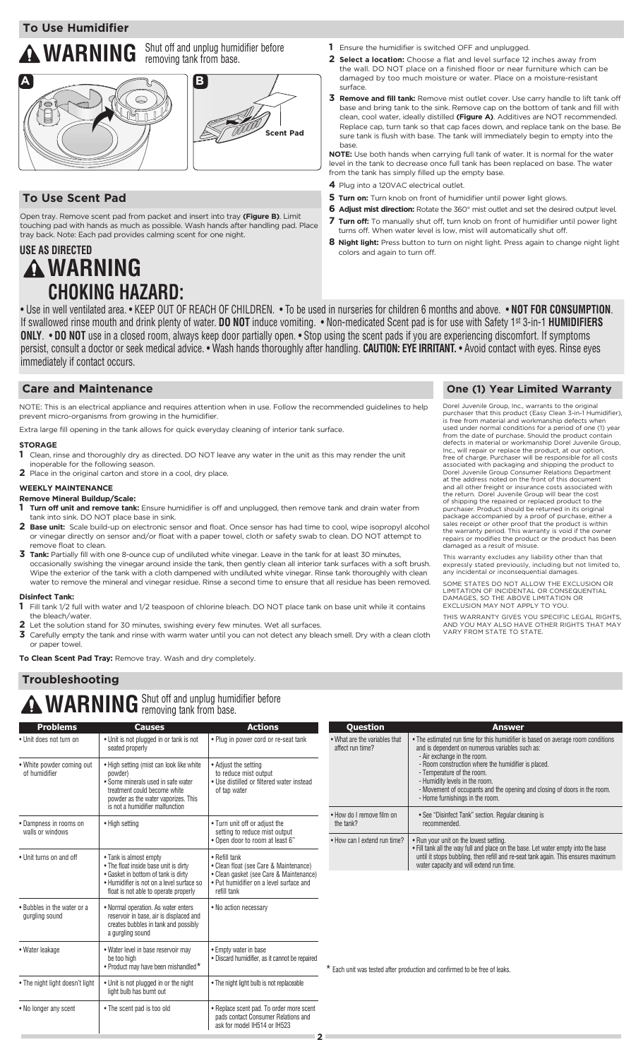## To Use Humidifier

**⚠ WARNING** Shut off and unplug humidifier before removing tank from base.

A

B

Scent Pad

1. Ensure the humidifier is switched OFF and unplugged.
2. **Select a location:** Choose a flat and level surface 12 inches away from the wall. DO NOT place on a finished floor or near furniture which can be damaged by too much moisture or water. Place on a moisture-resistant surface.
3. **Remove and fill tank:** Remove mist outlet cover. Use carry handle to lift tank off base and bring tank to the sink. Remove cap on the bottom of tank and fill with clean, cool water, ideally distilled **(Figure A)**. Additives are NOT recommended. Replace cap, turn tank so that cap faces down, and replace tank on the base. Be sure tank is flush with base. The tank will immediately begin to empty into the base.

**NOTE:** Use both hands when carrying full tank of water. It is normal for the water level in the tank to decrease once full tank has been replaced on base. The water from the tank has simply filled up the empty base.

4. Plug into a 120VAC electrical outlet.
5. **Turn on:** Turn knob on front of humidifier until power light glows.
6. **Adjust mist direction:** Rotate the 360° mist outlet and set the desired output level.
7. **Turn off:** To manually shut off, turn knob on front of humidifier until power light turns off. When water level is low, mist will automatically shut off.
8. **Night light:** Press button to turn on night light. Press again to change night light colors and again to turn off.

## To Use Scent Pad

Open tray. Remove scent pad from packet and insert into tray **(Figure B)**. Limit touching pad with hands as much as possible. Wash hands after handling pad. Place tray back. Note: Each pad provides calming scent for one night.

**USE AS DIRECTED**
**⚠ WARNING**
**CHOKING HAZARD:**

• Use in well ventilated area. • KEEP OUT OF REACH OF CHILDREN. • To be used in nurseries for children 6 months and above. • **NOT FOR CONSUMPTION**. If swallowed rinse mouth and drink plenty of water. **DO NOT** induce vomiting. • Non-medicated Scent pad is for use with Safety 1st 3-in-1 **HUMIDIFIERS ONLY**. • **DO NOT** use in a closed room, always keep door partially open. • Stop using the scent pads if you are experiencing discomfort. If symptoms persist, consult a doctor or seek medical advice. • Wash hands thoroughly after handling. **CAUTION: EYE IRRITANT.** • Avoid contact with eyes. Rinse eyes immediately if contact occurs.

## Care and Maintenance

NOTE: This is an electrical appliance and requires attention when in use. Follow the recommended guidelines to help prevent micro-organisms from growing in the humidifier.

Extra large fill opening in the tank allows for quick everyday cleaning of interior tank surface.

### STORAGE

1. Clean, rinse and thoroughly dry as directed. DO NOT leave any water in the unit as this may render the unit inoperable for the following season.
2. Place in the original carton and store in a cool, dry place.

### WEEKLY MAINTENANCE

**Remove Mineral Buildup/Scale:**

1. **Turn off unit and remove tank:** Ensure humidifier is off and unplugged, then remove tank and drain water from tank into sink. DO NOT place base in sink.
2. **Base unit:** Scale build-up on electronic sensor and float. Once sensor has had time to cool, wipe isopropyl alcohol or vinegar directly on sensor and/or float with a paper towel, cloth or safety swab to clean. DO NOT attempt to remove float to clean.
3. **Tank:** Partially fill with one 8-ounce cup of undiluted white vinegar. Leave in the tank for at least 30 minutes, occasionally swishing the vinegar around inside the tank, then gently clean all interior tank surfaces with a soft brush. Wipe the exterior of the tank with a cloth dampened with undiluted white vinegar. Rinse tank thoroughly with clean water to remove the mineral and vinegar residue. Rinse a second time to ensure that all residue has been removed.

**Disinfect Tank:**

1. Fill tank 1/2 full with water and 1/2 teaspoon of chlorine bleach. DO NOT place tank on base unit while it contains the bleach/water.
2. Let the solution stand for 30 minutes, swishing every few minutes. Wet all surfaces.
3. Carefully empty the tank and rinse with warm water until you can not detect any bleach smell. Dry with a clean cloth or paper towel.

**To Clean Scent Pad Tray:** Remove tray. Wash and dry completely.

## One (1) Year Limited Warranty

Dorel Juvenile Group, Inc., warrants to the original purchaser that this product (Easy Clean 3-in-1 Humidifier), is free from material and workmanship defects when used under normal conditions for a period of one (1) year from the date of purchase. Should the product contain defects in material or workmanship Dorel Juvenile Group, Inc., will repair or replace the product, at our option, free of charge. Purchaser will be responsible for all costs associated with packaging and shipping the product to Dorel Juvenile Group Consumer Relations Department at the address noted on the front of this document and all other freight or insurance costs associated with the return. Dorel Juvenile Group will bear the cost of shipping the repaired or replaced product to the purchaser. Product should be returned in its original package accompanied by a proof of purchase, either a sales receipt or other proof that the product is within the warranty period. This warranty is void if the owner repairs or modifies the product or the product has been damaged as a result of misuse.

This warranty excludes any liability other than that expressly stated previously, including but not limited to, any incidental or inconsequential damages.

SOME STATES DO NOT ALLOW THE EXCLUSION OR LIMITATION OF INCIDENTAL OR CONSEQUENTIAL DAMAGES, SO THE ABOVE LIMITATION OR EXCLUSION MAY NOT APPLY TO YOU.

THIS WARRANTY GIVES YOU SPECIFIC LEGAL RIGHTS, AND YOU MAY ALSO HAVE OTHER RIGHTS THAT MAY VARY FROM STATE TO STATE.

## Troubleshooting

**⚠ WARNING** Shut off and unplug humidifier before removing tank from base.

| Problems | Causes | Actions |
|---|---|---|
| • Unit does not turn on | • Unit is not plugged in or tank is not seated properly | • Plug in power cord or re-seat tank |
| • White powder coming out of humidifier | • High setting (mist can look like white powder)<br>• Some minerals used in safe water treatment could become white powder as the water vaporizes. This is not a humidifier malfunction | • Adjust the setting to reduce mist output<br>• Use distilled or filtered water instead of tap water |
| • Dampness in rooms on walls or windows | • High setting | • Turn unit off or adjust the setting to reduce mist output<br>• Open door to room at least 6" |
| • Unit turns on and off | • Tank is almost empty<br>• The float inside base unit is dirty<br>• Gasket in bottom of tank is dirty<br>• Humidifier is not on a level surface so float is not able to operate properly | • Refill tank<br>• Clean float (see Care & Maintenance)<br>• Clean gasket (see Care & Maintenance)<br>• Put humidifier on a level surface and refill tank |
| • Bubbles in the water or a gurgling sound | • Normal operation. As water enters reservoir in base, air is displaced and creates bubbles in tank and possibly a gurgling sound | • No action necessary |
| • Water leakage | • Water level in base reservoir may be too high<br>• Product may have been mishandled* | • Empty water in base<br>• Discard humidifier, as it cannot be repaired |
| • The night light doesn't light | • Unit is not plugged in or the night light bulb has burnt out | • The night light bulb is not replaceable |
| • No longer any scent | • The scent pad is too old | • Replace scent pad. To order more scent pads contact Consumer Relations and ask for model IH514 or IH523 |

| Question | Answer |
|---|---|
| • What are the variables that affect run time? | • The estimated run time for this humidifier is based on average room conditions and is dependent on numerous variables such as:<br>- Air exchange in the room.<br>- Room construction where the humidifier is placed.<br>- Temperature of the room.<br>- Humidity levels in the room.<br>- Movement of occupants and the opening and closing of doors in the room.<br>- Home furnishings in the room. |
| • How do I remove film on the tank? | • See "Disinfect Tank" section. Regular cleaning is recommended. |
| • How can I extend run time? | • Run your unit on the lowest setting.<br>• Fill tank all the way full and place on the base. Let water empty into the base until it stops bubbling, then refill and re-seat tank again. This ensures maximum water capacity and will extend run time. |

* Each unit was tested after production and confirmed to be free of leaks.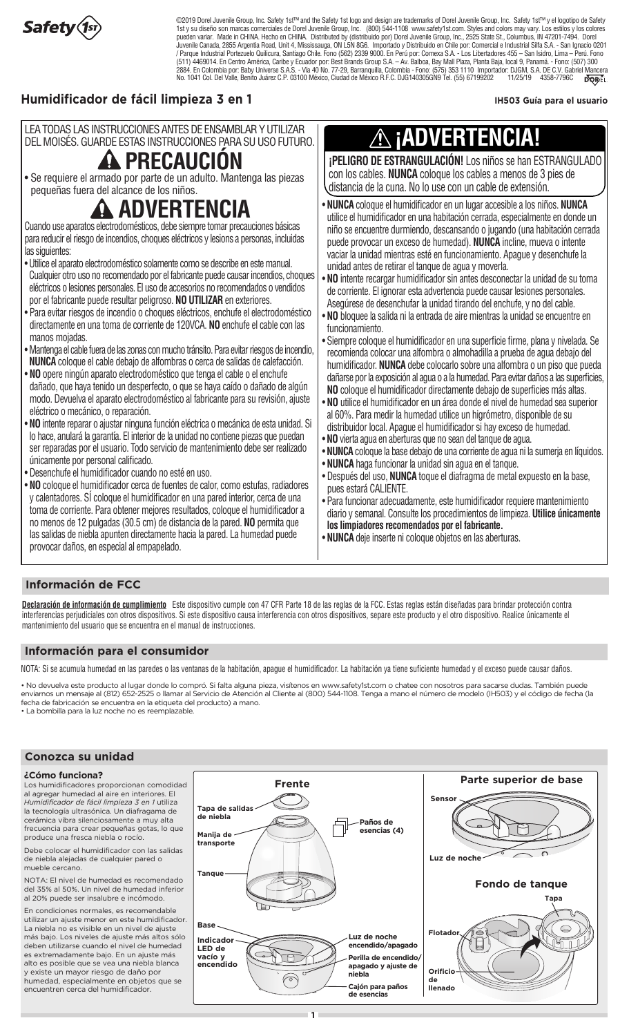Safety 1st

©2019 Dorel Juvenile Group, Inc. Safety 1st™ and the Safety 1st logo and design are trademarks of Dorel Juvenile Group, Inc. Safety 1st™ y el logotipo de Safety 1st y su diseño son marcas comerciales de Dorel Juvenile Group, Inc. (800) 544-1108 www.safety1st.com. Styles and colors may vary. Los estilos y los colores pueden variar. Made in CHINA. Hecho en CHINA. Distributed by (distribuido por) Dorel Juvenile Group, Inc., 2525 State St., Columbus, IN 47201-7494. Dorel Juvenile Canada, 2855 Argentia Road, Unit 4, Mississauga, ON L5N 8G6. Importado y Distribuido en Chile por: Comercial e Industrial Silfa S.A. - San Ignacio 0201 / Parque Industrial Portezuelo Quilicura, Santiago Chile. Fono (562) 2339 9000. En Perú por: Comexa S.A. - Los Libertadores 455 – San Isidro, Lima – Perú. Fono (511) 4469014. En Centro América, Caribe y Ecuador por: Best Brands Group S.A. – Av. Balboa, Bay Mall Plaza, Planta Baja, local 9, Panamá. - Fono: (507) 300 2884. En Colombia por: Baby Universe S.A.S. - Vía 40 No. 77-29, Barranquilla, Colombia - Fono: (575) 353 1110 Importador: DJGM, S.A. DE C.V. Gabriel Mancera No. 1041 Col. Del Valle, Benito Juárez C.P. 03100 México, Ciudad de México R.F.C. DJG140305GN9 Tel. (55) 67199202 11/25/19 4358-7796C DOREL

# Humidificador de fácil limpieza 3 en 1

**IH503 Guía para el usuario**

LEA TODAS LAS INSTRUCCIONES ANTES DE ENSAMBLAR Y UTILIZAR DEL MOISÉS. GUARDE ESTAS INSTRUCCIONES PARA SU USO FUTURO.

## ⚠ PRECAUCIÓN

- Se requiere el armado por parte de un adulto. Mantenga las piezas pequeñas fuera del alcance de los niños.

## ⚠ ADVERTENCIA

Cuando use aparatos electrodomésticos, debe siempre tomar precauciones básicas para reducir el riesgo de incendios, choques eléctricos y lesiones a personas, incluidas las siguientes:

- Utilice el aparato electrodoméstico solamente como se describe en este manual. Cualquier otro uso no recomendado por el fabricante puede causar incendios, choques eléctricos o lesiones personales. El uso de accesorios no recomendados o vendidos por el fabricante puede resultar peligroso. **NO UTILIZAR** en exteriores.
- Para evitar riesgos de incendio o choques eléctricos, enchufe el electrodoméstico directamente en una toma de corriente de 120VCA. **NO** enchufe el cable con las manos mojadas.
- Mantenga el cable fuera de las zonas con mucho tránsito. Para evitar riesgos de incendio, **NUNCA** coloque el cable debajo de alfombras o cerca de salidas de calefacción.
- **NO** opere ningún aparato electrodoméstico que tenga el cable o el enchufe dañado, que haya tenido un desperfecto, o que se haya caído o dañado de algún modo. Devuelva el aparato electrodoméstico al fabricante para su revisión, ajuste eléctrico o mecánico, o reparación.
- **NO** intente reparar o ajustar ninguna función eléctrica o mecánica de esta unidad. Si lo hace, anulará la garantía. El interior de la unidad no contiene piezas que puedan ser reparadas por el usuario. Todo servicio de mantenimiento debe ser realizado únicamente por personal calificado.
- Desenchufe el humidificador cuando no esté en uso.
- **NO** coloque el humidificador cerca de fuentes de calor, como estufas, radiadores y calentadores. **SÍ** coloque el humidificador en una pared interior, cerca de una toma de corriente. Para obtener mejores resultados, coloque el humidificador a no menos de 12 pulgadas (30.5 cm) de distancia de la pared. **NO** permita que las salidas de niebla apunten directamente hacia la pared. La humedad puede provocar daños, en especial al empapelado.

## ⚠ ¡ADVERTENCIA!

**¡PELIGRO DE ESTRANGULACIÓN!** Los niños se han ESTRANGULADO con los cables. **NUNCA** coloque los cables a menos de 3 pies de distancia de la cuna. No lo use con un cable de extensión.

- **NUNCA** coloque el humidificador en un lugar accesible a los niños. **NUNCA** utilice el humidificador en una habitación cerrada, especialmente en donde un niño se encuentre durmiendo, descansando o jugando (una habitación cerrada puede provocar un exceso de humedad). **NUNCA** incline, mueva o intente vaciar la unidad mientras esté en funcionamiento. Apague y desenchufe la unidad antes de retirar el tanque de agua y moverla.
- **NO** intente recargar humidificador sin antes desconectar la unidad de su toma de corriente. El ignorar esta advertencia puede causar lesiones personales. Asegúrese de desenchufar la unidad tirando del enchufe, y no del cable.
- **NO** bloquee la salida ni la entrada de aire mientras la unidad se encuentre en funcionamiento.
- Siempre coloque el humidificador en una superficie firme, plana y nivelada. Se recomienda colocar una alfombra o almohadilla a prueba de agua debajo del humidificador. **NUNCA** debe colocarlo sobre una alfombra o un piso que pueda dañarse por la exposición al agua o a la humedad. Para evitar daños a las superficies, **NO** coloque el humidificador directamente debajo de superficies más altas.
- **NO** utilice el humidificador en un área donde el nivel de humedad sea superior al 60%. Para medir la humedad utilice un higrómetro, disponible de su distribuidor local. Apague el humidificador si hay exceso de humedad.
- **NO** vierta agua en aberturas que no sean del tanque de agua.
- **NUNCA** coloque la base debajo de una corriente de agua ni la sumerja en líquidos.
- **NUNCA** haga funcionar la unidad sin agua en el tanque.
- Después del uso, **NUNCA** toque el diafragma de metal expuesto en la base, pues estará CALIENTE.
- Para funcionar adecuadamente, este humidificador requiere mantenimiento diario y semanal. Consulte los procedimientos de limpieza. **Utilice únicamente los limpiadores recomendados por el fabricante.**
- **NUNCA** deje inserte ni coloque objetos en las aberturas.

## Información de FCC

**Declaración de información de cumplimiento** Este dispositivo cumple con 47 CFR Parte 18 de las reglas de la FCC. Estas reglas están diseñadas para brindar protección contra interferencias perjudiciales con otros dispositivos. Si este dispositivo causa interferencia con otros dispositivos, separe este producto y el otro dispositivo. Realice únicamente el mantenimiento del usuario que se encuentra en el manual de instrucciones.

## Información para el consumidor

NOTA: Si se acumula humedad en las paredes o las ventanas de la habitación, apague el humidificador. La habitación ya tiene suficiente humedad y el exceso puede causar daños.

- No devuelva este producto al lugar donde lo compró. Si falta alguna pieza, visítenos en www.safety1st.com o chatee con nosotros para sacarse dudas. También puede enviarnos un mensaje al (812) 652-2525 o llamar al Servicio de Atención al Cliente al (800) 544-1108. Tenga a mano el número de modelo (IH503) y el código de fecha (la fecha de fabricación se encuentra en la etiqueta del producto) a mano.
- La bombilla para la luz noche no es reemplazable.

## Conozca su unidad

### ¿Cómo funciona?

Los humidificadores proporcionan comodidad al agregar humedad al aire en interiores. El *Humidificador de fácil limpieza 3 en 1* utiliza la tecnología ultrasónica. Un diafragma de cerámica vibra silenciosamente a muy alta frecuencia para crear pequeñas gotas, lo que produce una fresca niebla o rocío.

Debe colocar el humidificador con las salidas de niebla alejadas de cualquier pared o mueble cercano.

NOTA: El nivel de humedad es recomendado del 35% al 50%. Un nivel de humedad inferior al 20% puede ser insalubre e incómodo.

En condiciones normales, es recomendable utilizar un ajuste menor en este humidificador. La niebla no es visible en un nivel de ajuste más bajo. Los niveles de ajuste más altos sólo deben utilizarse cuando el nivel de humedad es extremadamente bajo. En un ajuste más alto es posible que se vea una niebla blanca y existe un mayor riesgo de daño por humedad, especialmente en objetos que se encuentren cerca del humidificador.

**Frente**

Tapa de salidas de niebla · Paños de esencias (4) · Manija de transporte · Tanque · Base · Indicador LED de vacío y encendido · Luz de noche encendido/apagado · Perilla de encendido/apagado y ajuste de niebla · Cajón para paños de esencias

**Parte superior de base**

Sensor · Luz de noche

**Fondo de tanque**

Tapa · Flotador · Orificio de llenado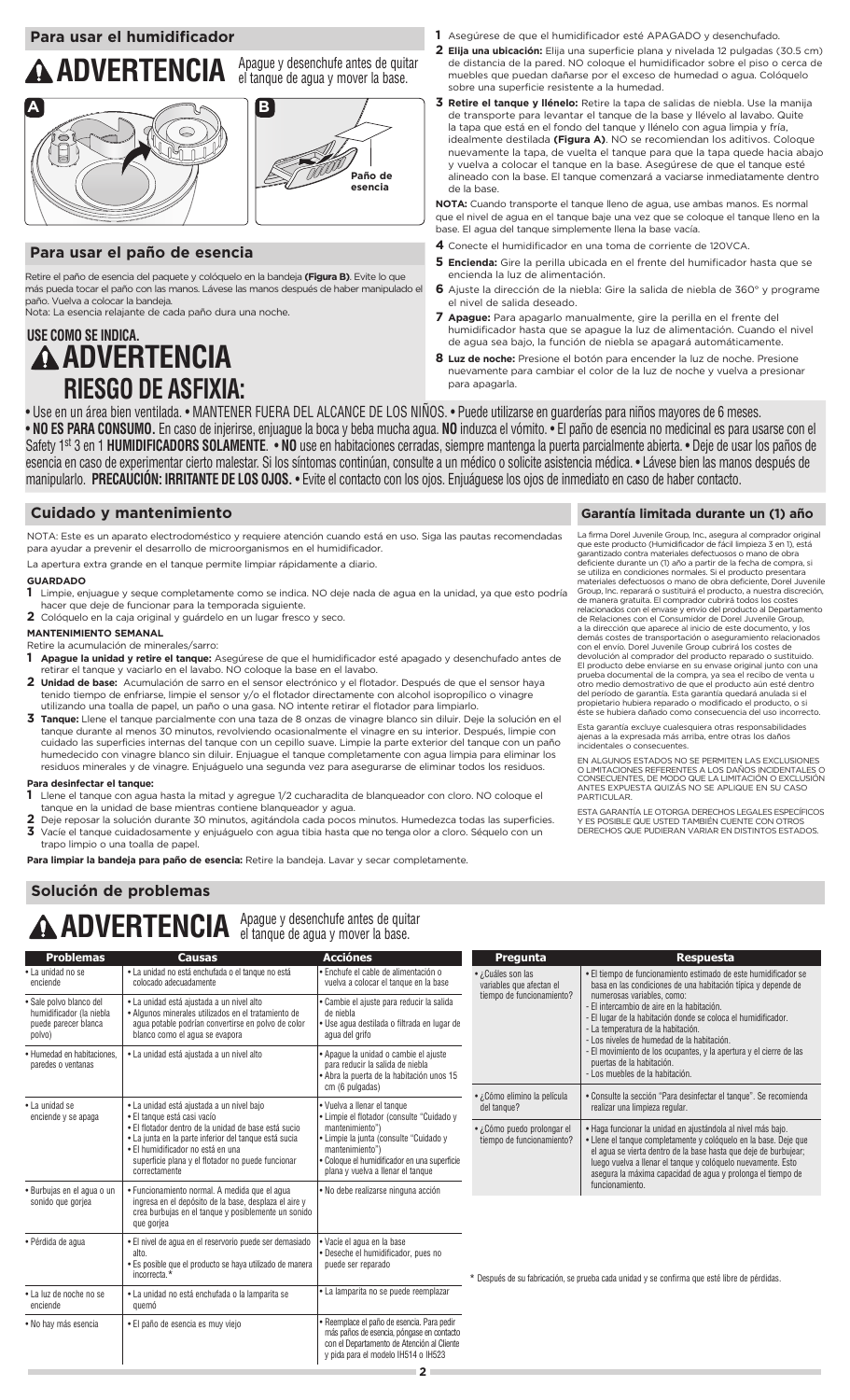## Para usar el humidificador

**⚠ ADVERTENCIA** Apague y desenchufe antes de quitar el tanque de agua y mover la base.

A

B

Paño de esencia

1. Asegúrese de que el humidificador esté APAGADO y desenchufado.
2. **Elija una ubicación:** Elija una superficie plana y nivelada 12 pulgadas (30.5 cm) de distancia de la pared. NO coloque el humidificador sobre el piso o cerca de muebles que puedan dañarse por el exceso de humedad o agua. Colóquelo sobre una superficie resistente a la humedad.
3. **Retire el tanque y llénelo:** Retire la tapa de salidas de niebla. Use la manija de transporte para levantar el tanque de la base y llévelo al lavabo. Quite la tapa que está en el fondo del tanque y llénelo con agua limpia y fría, idealmente destilada **(Figura A)**. NO se recomiendan los aditivos. Coloque nuevamente la tapa, de vuelta el tanque para que la tapa quede hacia abajo y vuelva a colocar el tanque en la base. Asegúrese de que el tanque esté alineado con la base. El tanque comenzará a vaciarse inmediatamente dentro de la base.

**NOTA:** Cuando transporte el tanque lleno de agua, use ambas manos. Es normal que el nivel de agua en el tanque baje una vez que se coloque el tanque lleno en la base. El agua del tanque simplemente llena la base vacía.

4. Conecte el humidificador en una toma de corriente de 120VCA.
5. **Encienda:** Gire la perilla ubicada en el frente del humificador hasta que se encienda la luz de alimentación.
6. Ajuste la dirección de la niebla: Gire la salida de niebla de 360° y programe el nivel de salida deseado.
7. **Apague:** Para apagarlo manualmente, gire la perilla en el frente del humidificador hasta que se apague la luz de alimentación. Cuando el nivel de agua sea bajo, la función de niebla se apagará automáticamente.
8. **Luz de noche:** Presione el botón para encender la luz de noche. Presione nuevamente para cambiar el color de la luz de noche y vuelva a presionar para apagarla.

## Para usar el paño de esencia

Retire el paño de esencia del paquete y colóquelo en la bandeja **(Figura B)**. Evite lo que más pueda tocar el paño con las manos. Lávese las manos después de haber manipulado el paño. Vuelva a colocar la bandeja.
Nota: La esencia relajante de cada paño dura una noche.

**USE COMO SE INDICA.**
**⚠ ADVERTENCIA**
**RIESGO DE ASFIXIA:**

• Use en un área bien ventilada. • MANTENER FUERA DEL ALCANCE DE LOS NIÑOS. • Puede utilizarse en guarderías para niños mayores de 6 meses.
• **NO ES PARA CONSUMO.** En caso de injerirse, enjuague la boca y beba mucha agua. **NO** induzca el vómito. • El paño de esencia no medicinal es para usarse con el Safety 1st 3 en 1 **HUMIDIFICADORS SOLAMENTE**. • **NO** use en habitaciones cerradas, siempre mantenga la puerta parcialmente abierta. • Deje de usar los paños de esencia en caso de experimentar cierto malestar. Si los síntomas continúan, consulte a un médico o solicite asistencia médica. • Lávese bien las manos después de manipularlo. **PRECAUCIÓN: IRRITANTE DE LOS OJOS.** • Evite el contacto con los ojos. Enjuáguese los ojos de inmediato en caso de haber contacto.

## Cuidado y mantenimiento

NOTA: Este es un aparato electrodoméstico y requiere atención cuando está en uso. Siga las pautas recomendadas para ayudar a prevenir el desarrollo de microorganismos en el humidificador.

La apertura extra grande en el tanque permite limpiar rápidamente a diario.

**GUARDADO**

1. Limpie, enjuague y seque completamente como se indica. NO deje nada de agua en la unidad, ya que esto podría hacer que deje de funcionar para la temporada siguiente.
2. Colóquelo en la caja original y guárdelo en un lugar fresco y seco.

**MANTENIMIENTO SEMANAL**

Retire la acumulación de minerales/sarro:

1. **Apague la unidad y retire el tanque:** Asegúrese de que el humidificador esté apagado y desenchufado antes de retirar el tanque y vaciarlo en el lavabo. NO coloque la base en el lavabo.
2. **Unidad de base:** Acumulación de sarro en el sensor electrónico y el flotador. Después de que el sensor haya tenido tiempo de enfriarse, limpie el sensor y/o el flotador directamente con alcohol isopropílico o vinagre utilizando una toalla de papel, un paño o una gasa. NO intente retirar el flotador para limpiarlo.
3. **Tanque:** Llene el tanque parcialmente con una taza de 8 onzas de vinagre blanco sin diluir. Deje la solución en el tanque durante al menos 30 minutos, revolviendo ocasionalmente el vinagre en su interior. Después, limpie con cuidado las superficies internas del tanque con un cepillo suave. Limpie la parte exterior del tanque con un paño humedecido con vinagre blanco sin diluir. Enjuague el tanque completamente con agua limpia para eliminar los residuos minerales y de vinagre. Enjuáguelo una segunda vez para asegurarse de eliminar todos los residuos.

**Para desinfectar el tanque:**

1. Llene el tanque con agua hasta la mitad y agregue 1/2 cucharadita de blanqueador con cloro. NO coloque el tanque en la unidad de base mientras contiene blanqueador y agua.
2. Deje reposar la solución durante 30 minutos, agitándola cada pocos minutos. Humedezca todas las superficies.
3. Vacíe el tanque cuidadosamente y enjuáguelo con agua tibia hasta que no tenga olor a cloro. Séquelo con un trapo limpio o una toalla de papel.

**Para limpiar la bandeja para paño de esencia:** Retire la bandeja. Lavar y secar completamente.

## Garantía limitada durante un (1) año

La firma Dorel Juvenile Group, Inc., asegura al comprador original que este producto (Humidificador de fácil limpieza 3 en 1), está garantizado contra materiales defectuosos o mano de obra deficiente durante un (1) año a partir de la fecha de compra, si se utiliza en condiciones normales. Si el producto presentara materiales defectuosos o mano de obra deficiente, Dorel Juvenile Group, Inc. reparará o sustituirá el producto, a nuestra discreción, de manera gratuita. El comprador cubrirá todos los costes relacionados con el envase y envío del producto al Departamento de Relaciones con el Consumidor de Dorel Juvenile Group, a la dirección que aparece al inicio de este documento, y los demás costes de transportación o aseguramiento relacionados con el envío. Dorel Juvenile Group cubrirá los costes de devolución al comprador del producto reparado o sustituido. El producto debe enviarse en su envase original junto con una prueba documental de la compra, ya sea el recibo de venta u otro medio demostrativo de que el producto aún esté dentro del período de garantía. Esta garantía quedará anulada si el propietario hubiera reparado o modificado el producto, o si éste se hubiera dañado como consecuencia del uso incorrecto.

Esta garantía excluye cualesquiera otras responsabilidades ajenas a la expresada más arriba, entre otras los daños incidentales o consecuentes.

EN ALGUNOS ESTADOS NO SE PERMITEN LAS EXCLUSIONES O LIMITACIONES REFERENTES A LOS DAÑOS INCIDENTALES O CONSECUENTES, DE MODO QUE LA LIMITACIÓN O EXCLUSIÓN ANTES EXPUESTA QUIZÁS NO SE APLIQUE EN SU CASO PARTICULAR.

ESTA GARANTÍA LE OTORGA DERECHOS LEGALES ESPECÍFICOS Y ES POSIBLE QUE USTED TAMBIÉN CUENTE CON OTROS DERECHOS QUE PUDIERAN VARIAR EN DISTINTOS ESTADOS.

## Solución de problemas

**⚠ ADVERTENCIA** Apague y desenchufe antes de quitar el tanque de agua y mover la base.

| Problemas | Causas | Acciónes |
|---|---|---|
| • La unidad no se enciende | • La unidad no está enchufada o el tanque no está colocado adecuadamente | • Enchufe el cable de alimentación o vuelva a colocar el tanque en la base |
| • Sale polvo blanco del humidificador (la niebla puede parecer blanca polvo) | • La unidad está ajustada a un nivel alto<br>• Algunos minerales utilizados en el tratamiento de agua potable podrían convertirse en polvo de color blanco como el agua se evapora | • Cambie el ajuste para reducir la salida de niebla<br>• Use agua destilada o filtrada en lugar de agua del grifo |
| • Humedad en habitaciones, paredes o ventanas | • La unidad está ajustada a un nivel alto | • Apague la unidad o cambie el ajuste para reducir la salida de niebla<br>• Abra la puerta de la habitación unos 15 cm (6 pulgadas) |
| • La unidad se enciende y se apaga | • La unidad está ajustada a un nivel bajo<br>• El tanque está casi vacío<br>• El flotador dentro de la unidad de base está sucio<br>• La junta en la parte inferior del tanque está sucia<br>• El humidificador no está en una superficie plana y el flotador no puede funcionar correctamente | • Vuelva a llenar el tanque<br>• Limpie el flotador (consulte "Cuidado y mantenimiento")<br>• Limpie la junta (consulte "Cuidado y mantenimiento")<br>• Coloque el humidificador en una superficie plana y vuelva a llenar el tanque |
| • Burbujas en el agua o un sonido que gorjea | • Funcionamiento normal. A medida que el agua ingresa en el depósito de la base, desplaza el aire y crea burbujas en el tanque y posiblemente un sonido que gorjea | • No debe realizarse ninguna acción |
| • Pérdida de agua | • El nivel de agua en el reservorio puede ser demasiado alto.<br>• Es posible que el producto se haya utilizado de manera incorrecta.* | • Vacíe el agua en la base<br>• Deseche el humidificador, pues no puede ser reparado |
| • La luz de noche no se enciende | • La unidad no está enchufada o la lamparita se quemó | • La lamparita no se puede reemplazar |
| • No hay más esencia | • El paño de esencia es muy viejo | • Reemplace el paño de esencia. Para pedir más paños de esencia, póngase en contacto con el Departamento de Atención al Cliente y pida para el modelo IH514 o IH523 |

| Pregunta | Respuesta |
|---|---|
| • ¿Cuáles son las variables que afectan el tiempo de funcionamiento? | • El tiempo de funcionamiento estimado de este humidificador se basa en las condiciones de una habitación típica y depende de numerosas variables, como:<br>- El intercambio de aire en la habitación.<br>- El lugar de la habitación donde se coloca el humidificador.<br>- La temperatura de la habitación.<br>- Los niveles de humedad de la habitación.<br>- El movimiento de los ocupantes, y la apertura y el cierre de las puertas de la habitación.<br>- Los muebles de la habitación. |
| • ¿Cómo elimino la película del tanque? | • Consulte la sección "Para desinfectar el tanque". Se recomienda realizar una limpieza regular. |
| • ¿Cómo puedo prolongar el tiempo de funcionamiento? | • Haga funcionar la unidad en ajustándola al nivel más bajo.<br>• Llene el tanque completamente y colóquelo en la base. Deje que el agua se vierta dentro de la base hasta que deje de burbujear; luego vuelva a llenar el tanque y colóquelo nuevamente. Esto asegura la máxima capacidad de agua y prolonga el tiempo de funcionamiento. |

\* Después de su fabricación, se prueba cada unidad y se confirma que esté libre de pérdidas.